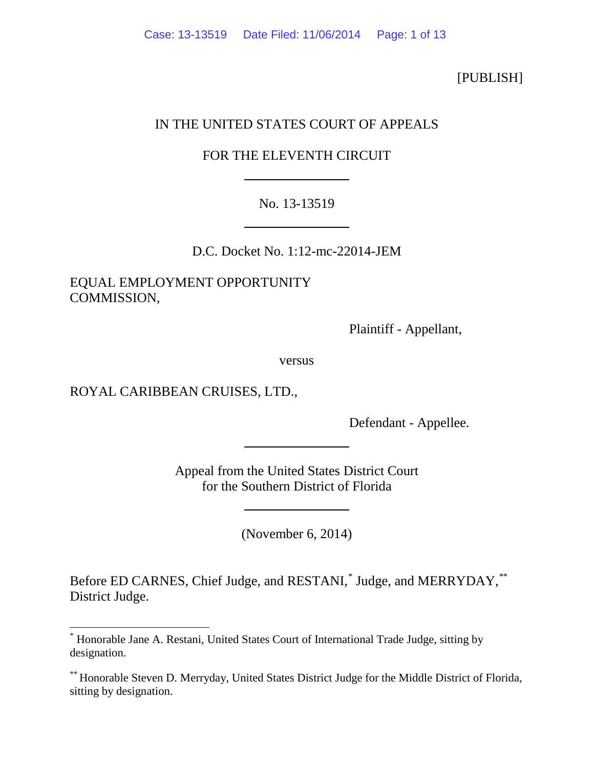[PUBLISH]

IN THE UNITED STATES COURT OF APPEALS

FOR THE ELEVENTH CIRCUIT

No. 13-13519

D.C. Docket No. 1:12-mc-22014-JEM

EQUAL EMPLOYMENT OPPORTUNITY COMMISSION,

Plaintiff - Appellant,

versus

ROYAL CARIBBEAN CRUISES, LTD.,

Defendant - Appellee.

Appeal from the United States District Court for the Southern District of Florida

(November 6, 2014)

Before ED CARNES, Chief Judge, and RESTANI,* Judge, and MERRYDAY,** District Judge.

* Honorable Jane A. Restani, United States Court of International Trade Judge, sitting by designation.

** Honorable Steven D. Merryday, United States District Judge for the Middle District of Florida, sitting by designation.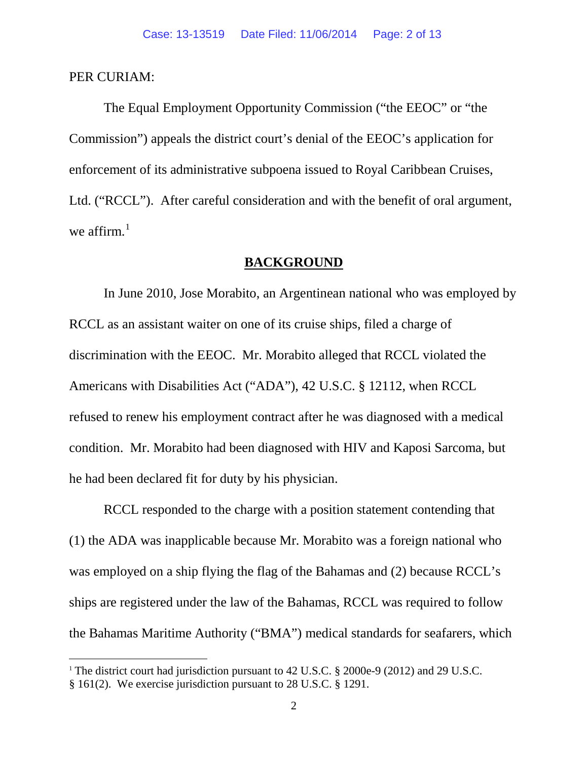PER CURIAM:

The Equal Employment Opportunity Commission ("the EEOC" or "the Commission") appeals the district court's denial of the EEOC's application for enforcement of its administrative subpoena issued to Royal Caribbean Cruises, Ltd. ("RCCL"). After careful consideration and with the benefit of oral argument, we affirm.[1]

## BACKGROUND

In June 2010, Jose Morabito, an Argentinean national who was employed by RCCL as an assistant waiter on one of its cruise ships, filed a charge of discrimination with the EEOC. Mr. Morabito alleged that RCCL violated the Americans with Disabilities Act ("ADA"), 42 U.S.C. § 12112, when RCCL refused to renew his employment contract after he was diagnosed with a medical condition. Mr. Morabito had been diagnosed with HIV and Kaposi Sarcoma, but he had been declared fit for duty by his physician.

RCCL responded to the charge with a position statement contending that (1) the ADA was inapplicable because Mr. Morabito was a foreign national who was employed on a ship flying the flag of the Bahamas and (2) because RCCL's ships are registered under the law of the Bahamas, RCCL was required to follow the Bahamas Maritime Authority ("BMA") medical standards for seafarers, which

[1] The district court had jurisdiction pursuant to 42 U.S.C. § 2000e-9 (2012) and 29 U.S.C. § 161(2). We exercise jurisdiction pursuant to 28 U.S.C. § 1291.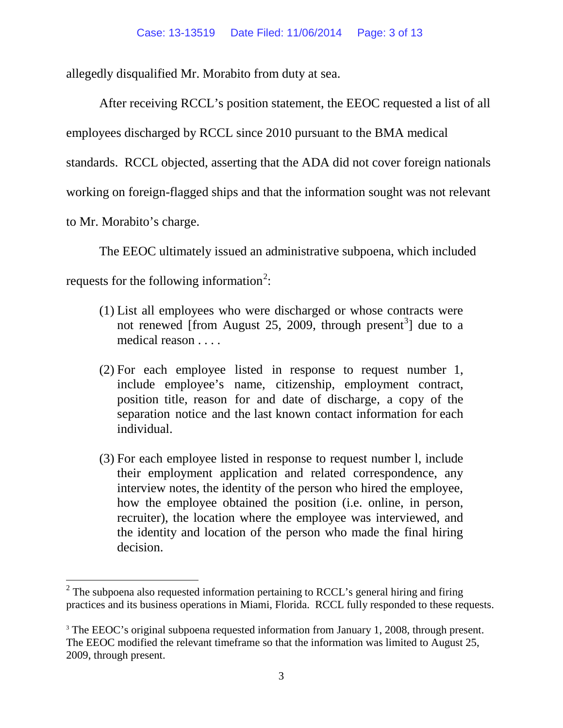allegedly disqualified Mr. Morabito from duty at sea.

After receiving RCCL's position statement, the EEOC requested a list of all employees discharged by RCCL since 2010 pursuant to the BMA medical standards. RCCL objected, asserting that the ADA did not cover foreign nationals working on foreign-flagged ships and that the information sought was not relevant to Mr. Morabito's charge.

The EEOC ultimately issued an administrative subpoena, which included requests for the following information[2]:

> (1) List all employees who were discharged or whose contracts were not renewed [from August 25, 2009, through present[3]] due to a medical reason . . . .
>
> (2) For each employee listed in response to request number 1, include employee's name, citizenship, employment contract, position title, reason for and date of discharge, a copy of the separation notice and the last known contact information for each individual.
>
> (3) For each employee listed in response to request number l, include their employment application and related correspondence, any interview notes, the identity of the person who hired the employee, how the employee obtained the position (i.e. online, in person, recruiter), the location where the employee was interviewed, and the identity and location of the person who made the final hiring decision.

---

[2] The subpoena also requested information pertaining to RCCL's general hiring and firing practices and its business operations in Miami, Florida. RCCL fully responded to these requests.

[3] The EEOC's original subpoena requested information from January 1, 2008, through present. The EEOC modified the relevant timeframe so that the information was limited to August 25, 2009, through present.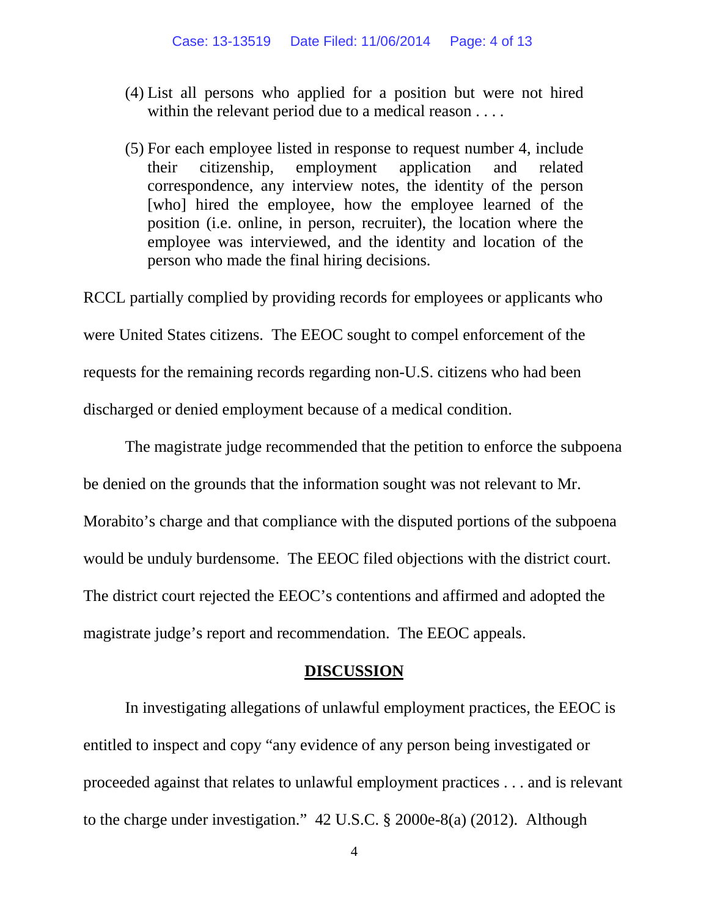> (4) List all persons who applied for a position but were not hired within the relevant period due to a medical reason . . . .
>
> (5) For each employee listed in response to request number 4, include their citizenship, employment application and related correspondence, any interview notes, the identity of the person [who] hired the employee, how the employee learned of the position (i.e. online, in person, recruiter), the location where the employee was interviewed, and the identity and location of the person who made the final hiring decisions.

RCCL partially complied by providing records for employees or applicants who were United States citizens. The EEOC sought to compel enforcement of the requests for the remaining records regarding non-U.S. citizens who had been discharged or denied employment because of a medical condition.

The magistrate judge recommended that the petition to enforce the subpoena be denied on the grounds that the information sought was not relevant to Mr. Morabito's charge and that compliance with the disputed portions of the subpoena would be unduly burdensome. The EEOC filed objections with the district court. The district court rejected the EEOC's contentions and affirmed and adopted the magistrate judge's report and recommendation. The EEOC appeals.

## DISCUSSION

In investigating allegations of unlawful employment practices, the EEOC is entitled to inspect and copy "any evidence of any person being investigated or proceeded against that relates to unlawful employment practices . . . and is relevant to the charge under investigation." 42 U.S.C. § 2000e-8(a) (2012). Although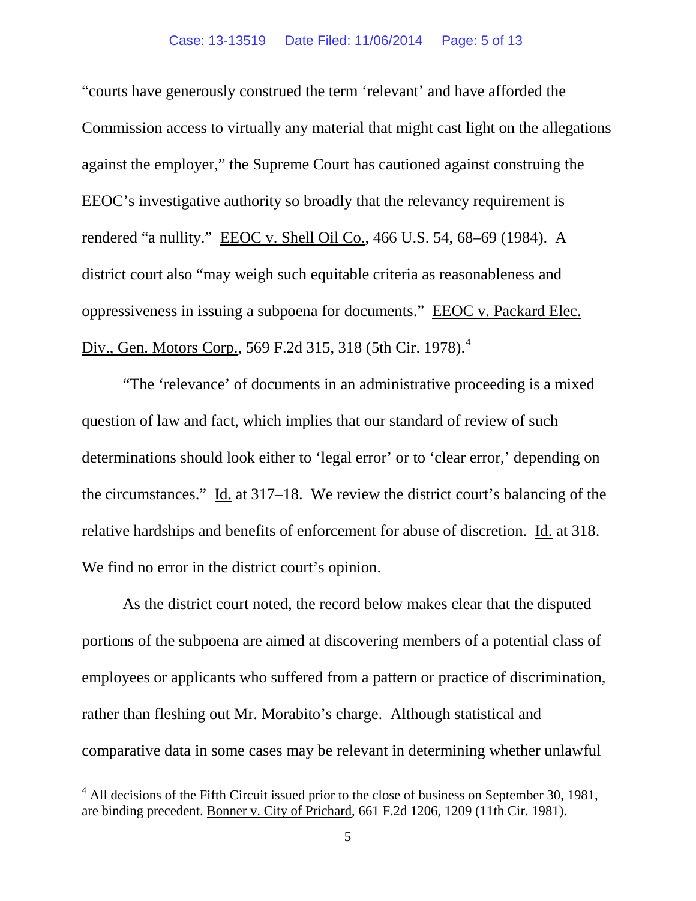"courts have generously construed the term 'relevant' and have afforded the Commission access to virtually any material that might cast light on the allegations against the employer," the Supreme Court has cautioned against construing the EEOC's investigative authority so broadly that the relevancy requirement is rendered "a nullity." EEOC v. Shell Oil Co., 466 U.S. 54, 68–69 (1984). A district court also "may weigh such equitable criteria as reasonableness and oppressiveness in issuing a subpoena for documents." EEOC v. Packard Elec. Div., Gen. Motors Corp., 569 F.2d 315, 318 (5th Cir. 1978).[4]

"The 'relevance' of documents in an administrative proceeding is a mixed question of law and fact, which implies that our standard of review of such determinations should look either to 'legal error' or to 'clear error,' depending on the circumstances." Id. at 317–18. We review the district court's balancing of the relative hardships and benefits of enforcement for abuse of discretion. Id. at 318. We find no error in the district court's opinion.

As the district court noted, the record below makes clear that the disputed portions of the subpoena are aimed at discovering members of a potential class of employees or applicants who suffered from a pattern or practice of discrimination, rather than fleshing out Mr. Morabito's charge. Although statistical and comparative data in some cases may be relevant in determining whether unlawful

[4] All decisions of the Fifth Circuit issued prior to the close of business on September 30, 1981, are binding precedent. Bonner v. City of Prichard, 661 F.2d 1206, 1209 (11th Cir. 1981).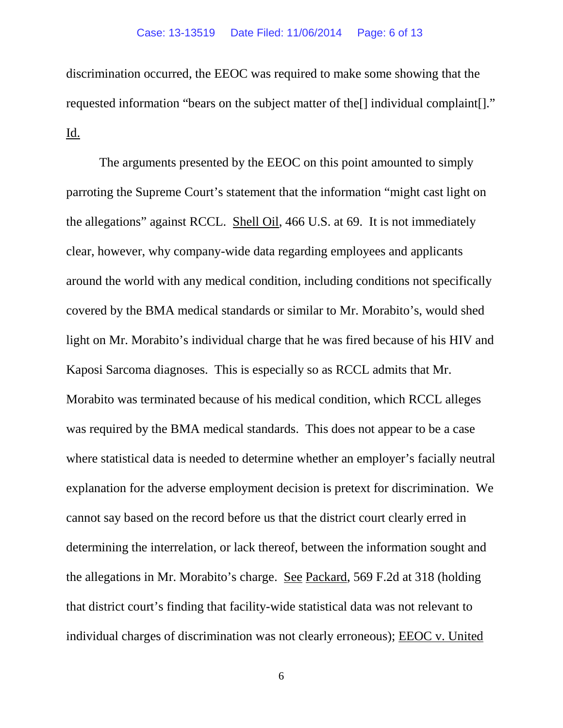discrimination occurred, the EEOC was required to make some showing that the requested information "bears on the subject matter of the[] individual complaint[]." Id.

The arguments presented by the EEOC on this point amounted to simply parroting the Supreme Court's statement that the information "might cast light on the allegations" against RCCL. Shell Oil, 466 U.S. at 69. It is not immediately clear, however, why company-wide data regarding employees and applicants around the world with any medical condition, including conditions not specifically covered by the BMA medical standards or similar to Mr. Morabito's, would shed light on Mr. Morabito's individual charge that he was fired because of his HIV and Kaposi Sarcoma diagnoses. This is especially so as RCCL admits that Mr. Morabito was terminated because of his medical condition, which RCCL alleges was required by the BMA medical standards. This does not appear to be a case where statistical data is needed to determine whether an employer's facially neutral explanation for the adverse employment decision is pretext for discrimination. We cannot say based on the record before us that the district court clearly erred in determining the interrelation, or lack thereof, between the information sought and the allegations in Mr. Morabito's charge. See Packard, 569 F.2d at 318 (holding that district court's finding that facility-wide statistical data was not relevant to individual charges of discrimination was not clearly erroneous); EEOC v. United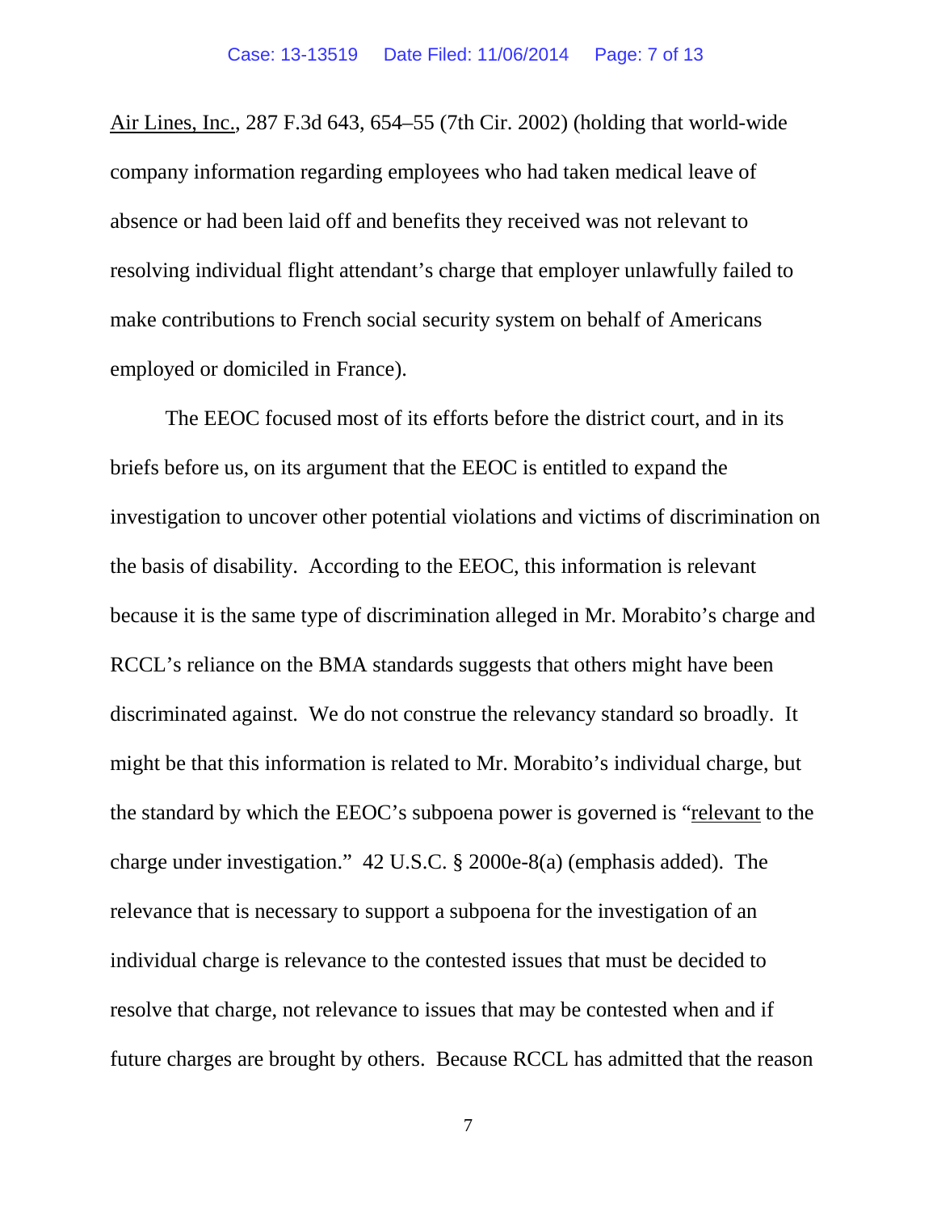Air Lines, Inc., 287 F.3d 643, 654–55 (7th Cir. 2002) (holding that world-wide company information regarding employees who had taken medical leave of absence or had been laid off and benefits they received was not relevant to resolving individual flight attendant's charge that employer unlawfully failed to make contributions to French social security system on behalf of Americans employed or domiciled in France).

The EEOC focused most of its efforts before the district court, and in its briefs before us, on its argument that the EEOC is entitled to expand the investigation to uncover other potential violations and victims of discrimination on the basis of disability. According to the EEOC, this information is relevant because it is the same type of discrimination alleged in Mr. Morabito's charge and RCCL's reliance on the BMA standards suggests that others might have been discriminated against. We do not construe the relevancy standard so broadly. It might be that this information is related to Mr. Morabito's individual charge, but the standard by which the EEOC's subpoena power is governed is "relevant to the charge under investigation." 42 U.S.C. § 2000e-8(a) (emphasis added). The relevance that is necessary to support a subpoena for the investigation of an individual charge is relevance to the contested issues that must be decided to resolve that charge, not relevance to issues that may be contested when and if future charges are brought by others. Because RCCL has admitted that the reason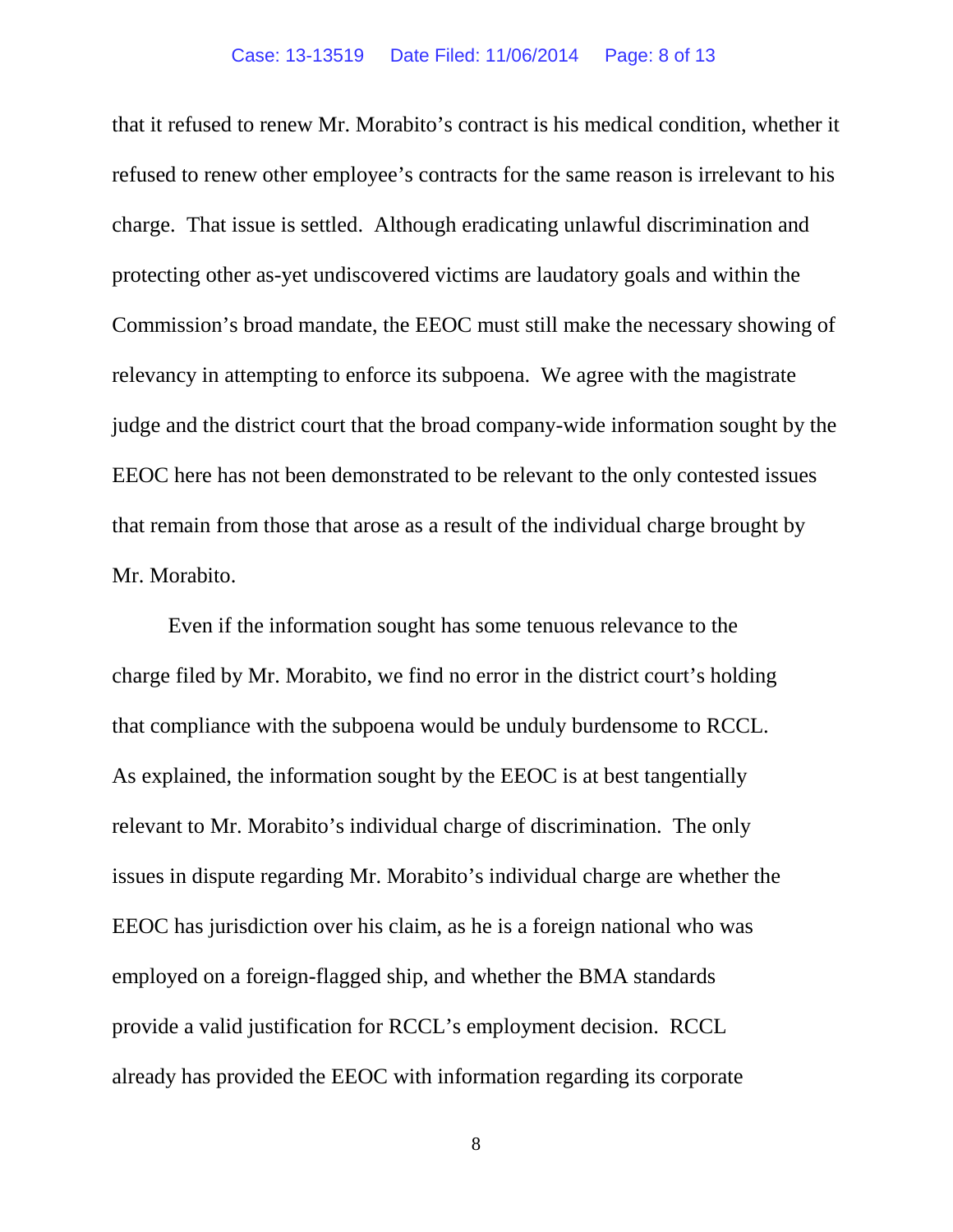that it refused to renew Mr. Morabito's contract is his medical condition, whether it refused to renew other employee's contracts for the same reason is irrelevant to his charge. That issue is settled. Although eradicating unlawful discrimination and protecting other as-yet undiscovered victims are laudatory goals and within the Commission's broad mandate, the EEOC must still make the necessary showing of relevancy in attempting to enforce its subpoena. We agree with the magistrate judge and the district court that the broad company-wide information sought by the EEOC here has not been demonstrated to be relevant to the only contested issues that remain from those that arose as a result of the individual charge brought by Mr. Morabito.

Even if the information sought has some tenuous relevance to the charge filed by Mr. Morabito, we find no error in the district court's holding that compliance with the subpoena would be unduly burdensome to RCCL. As explained, the information sought by the EEOC is at best tangentially relevant to Mr. Morabito's individual charge of discrimination. The only issues in dispute regarding Mr. Morabito's individual charge are whether the EEOC has jurisdiction over his claim, as he is a foreign national who was employed on a foreign-flagged ship, and whether the BMA standards provide a valid justification for RCCL's employment decision. RCCL already has provided the EEOC with information regarding its corporate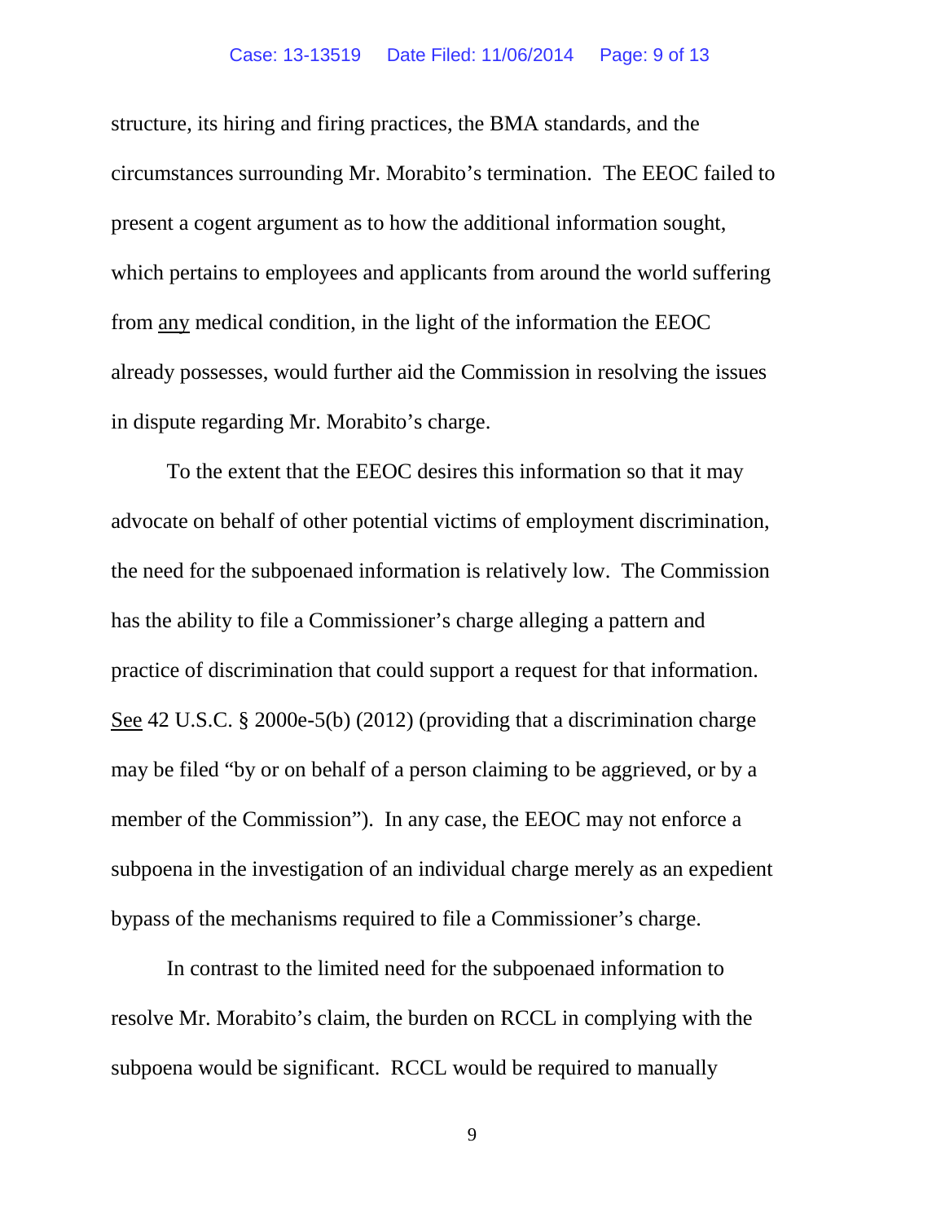structure, its hiring and firing practices, the BMA standards, and the circumstances surrounding Mr. Morabito's termination. The EEOC failed to present a cogent argument as to how the additional information sought, which pertains to employees and applicants from around the world suffering from <u>any</u> medical condition, in the light of the information the EEOC already possesses, would further aid the Commission in resolving the issues in dispute regarding Mr. Morabito's charge.

To the extent that the EEOC desires this information so that it may advocate on behalf of other potential victims of employment discrimination, the need for the subpoenaed information is relatively low. The Commission has the ability to file a Commissioner's charge alleging a pattern and practice of discrimination that could support a request for that information. <u>See</u> 42 U.S.C. § 2000e-5(b) (2012) (providing that a discrimination charge may be filed "by or on behalf of a person claiming to be aggrieved, or by a member of the Commission"). In any case, the EEOC may not enforce a subpoena in the investigation of an individual charge merely as an expedient bypass of the mechanisms required to file a Commissioner's charge.

In contrast to the limited need for the subpoenaed information to resolve Mr. Morabito's claim, the burden on RCCL in complying with the subpoena would be significant. RCCL would be required to manually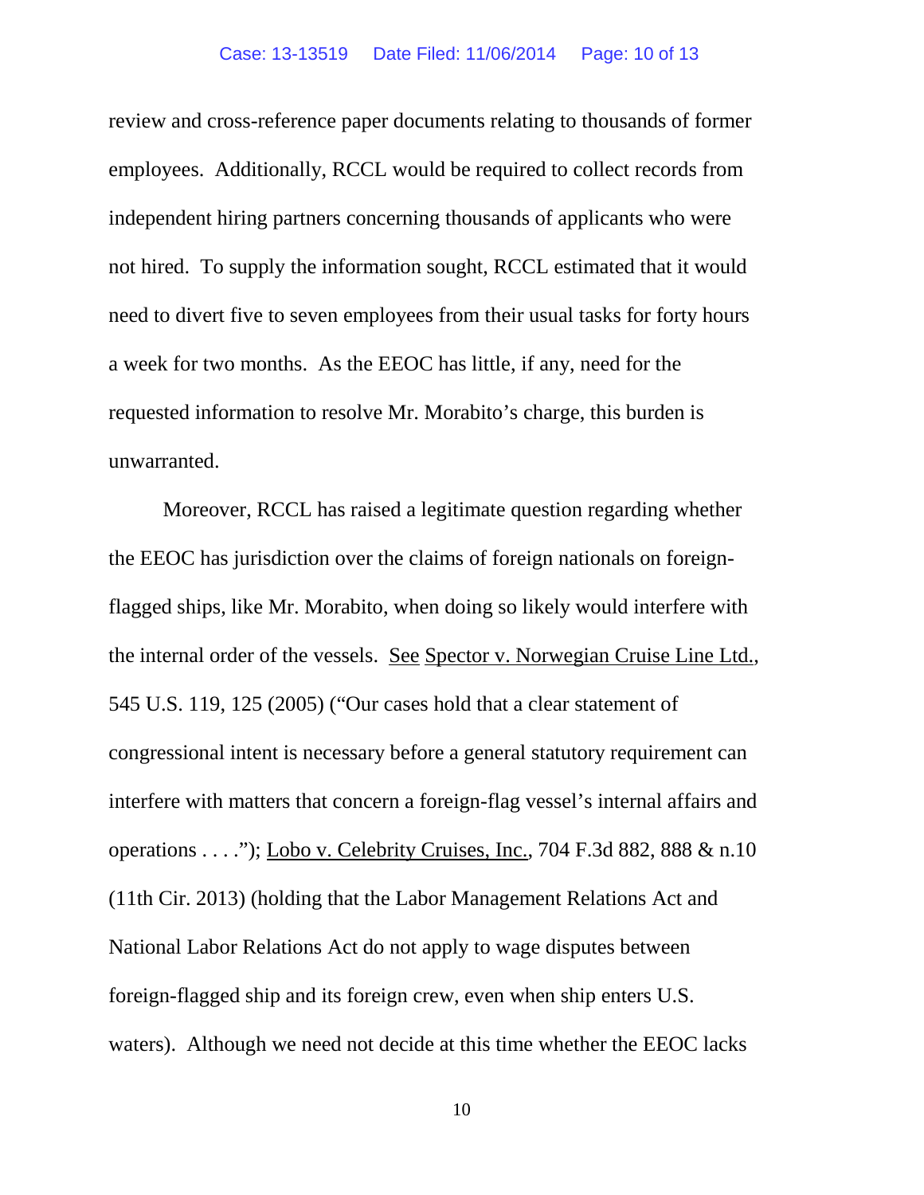review and cross-reference paper documents relating to thousands of former employees. Additionally, RCCL would be required to collect records from independent hiring partners concerning thousands of applicants who were not hired. To supply the information sought, RCCL estimated that it would need to divert five to seven employees from their usual tasks for forty hours a week for two months. As the EEOC has little, if any, need for the requested information to resolve Mr. Morabito's charge, this burden is unwarranted.

Moreover, RCCL has raised a legitimate question regarding whether the EEOC has jurisdiction over the claims of foreign nationals on foreign-flagged ships, like Mr. Morabito, when doing so likely would interfere with the internal order of the vessels. See Spector v. Norwegian Cruise Line Ltd., 545 U.S. 119, 125 (2005) ("Our cases hold that a clear statement of congressional intent is necessary before a general statutory requirement can interfere with matters that concern a foreign-flag vessel's internal affairs and operations . . . ."); Lobo v. Celebrity Cruises, Inc., 704 F.3d 882, 888 & n.10 (11th Cir. 2013) (holding that the Labor Management Relations Act and National Labor Relations Act do not apply to wage disputes between foreign-flagged ship and its foreign crew, even when ship enters U.S. waters). Although we need not decide at this time whether the EEOC lacks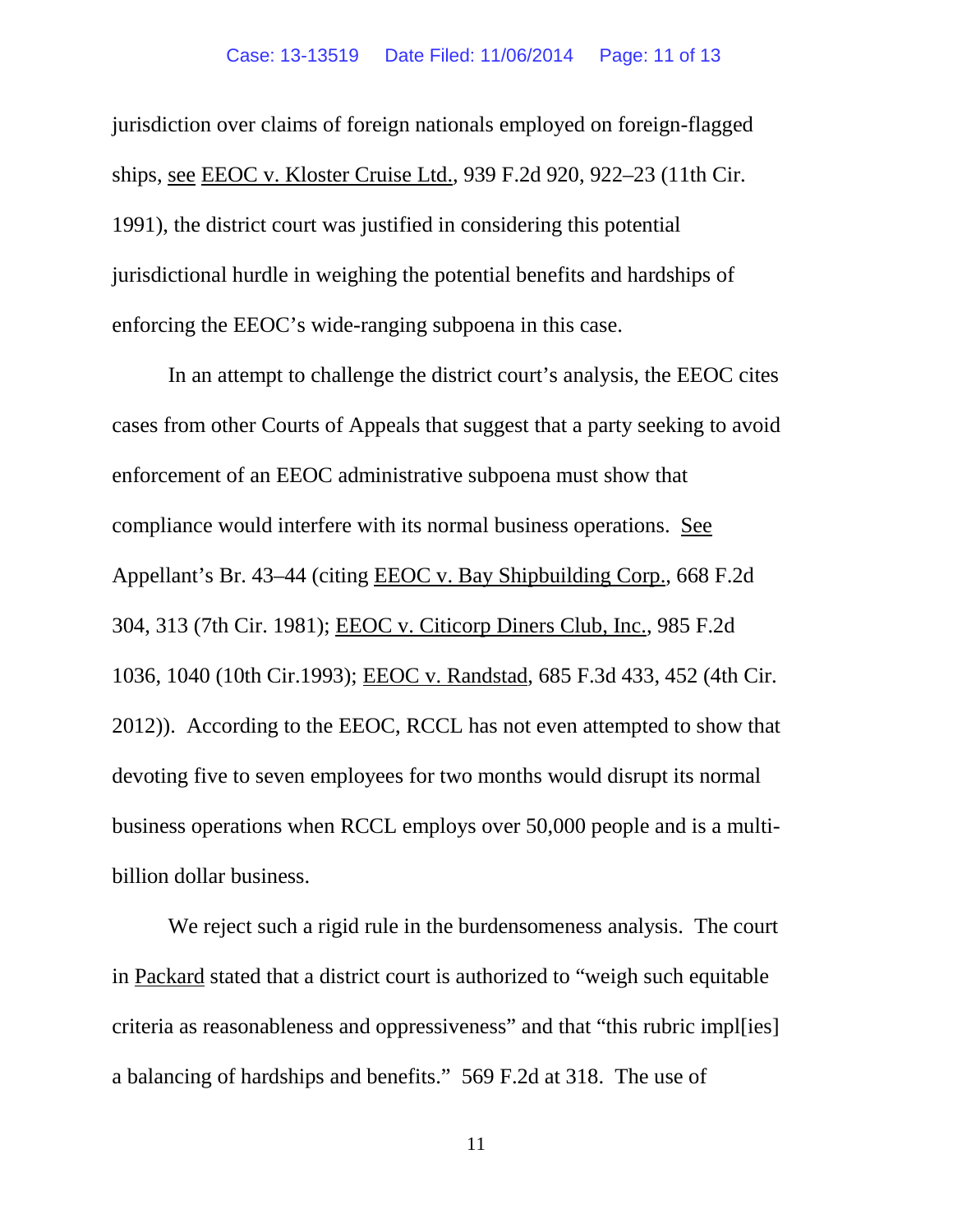jurisdiction over claims of foreign nationals employed on foreign-flagged ships, see EEOC v. Kloster Cruise Ltd., 939 F.2d 920, 922–23 (11th Cir. 1991), the district court was justified in considering this potential jurisdictional hurdle in weighing the potential benefits and hardships of enforcing the EEOC's wide-ranging subpoena in this case.

In an attempt to challenge the district court's analysis, the EEOC cites cases from other Courts of Appeals that suggest that a party seeking to avoid enforcement of an EEOC administrative subpoena must show that compliance would interfere with its normal business operations. See Appellant's Br. 43–44 (citing EEOC v. Bay Shipbuilding Corp., 668 F.2d 304, 313 (7th Cir. 1981); EEOC v. Citicorp Diners Club, Inc., 985 F.2d 1036, 1040 (10th Cir.1993); EEOC v. Randstad, 685 F.3d 433, 452 (4th Cir. 2012)). According to the EEOC, RCCL has not even attempted to show that devoting five to seven employees for two months would disrupt its normal business operations when RCCL employs over 50,000 people and is a multi-billion dollar business.

We reject such a rigid rule in the burdensomeness analysis. The court in Packard stated that a district court is authorized to "weigh such equitable criteria as reasonableness and oppressiveness" and that "this rubric impl[ies] a balancing of hardships and benefits." 569 F.2d at 318. The use of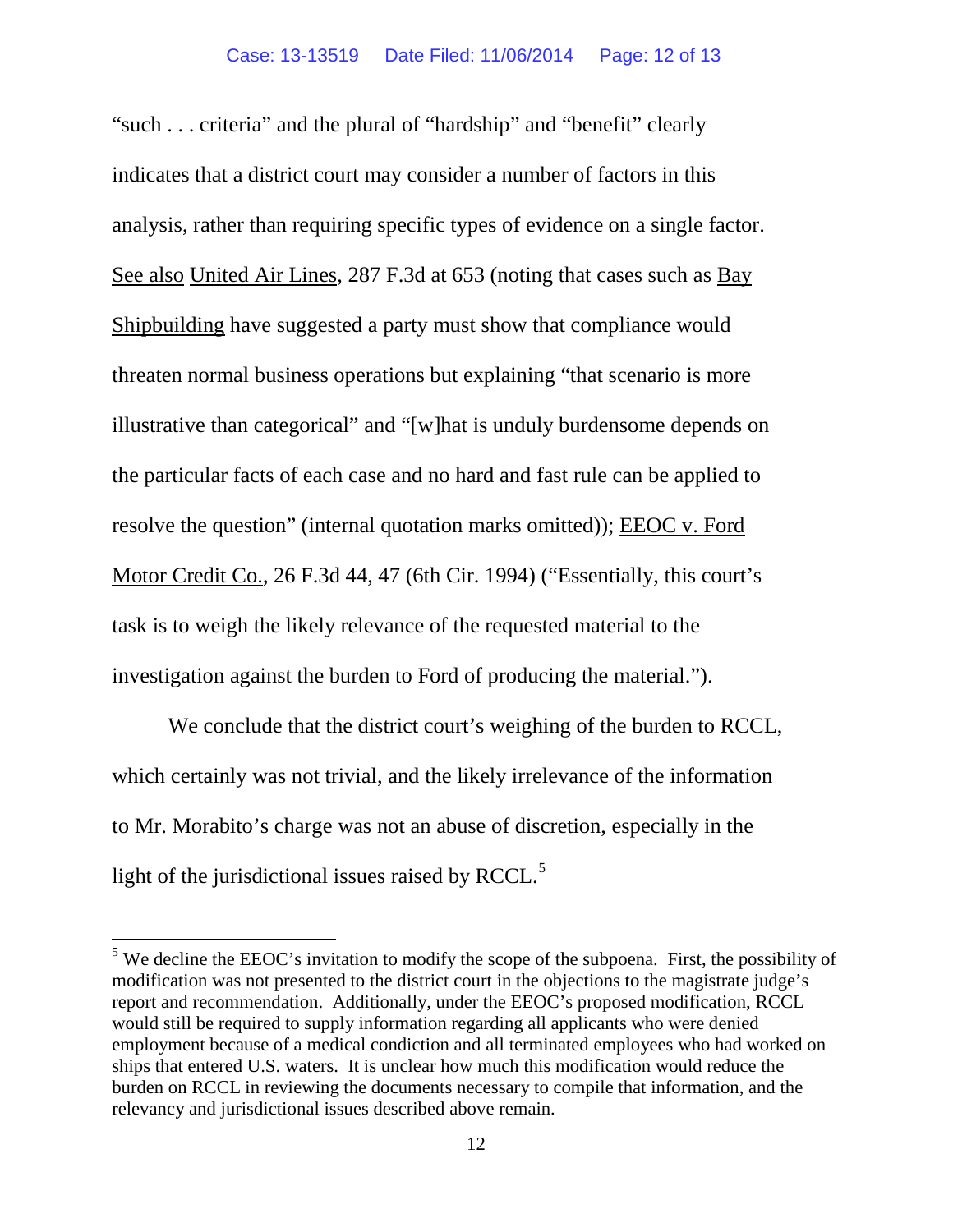"such . . . criteria" and the plural of "hardship" and "benefit" clearly indicates that a district court may consider a number of factors in this analysis, rather than requiring specific types of evidence on a single factor. See also United Air Lines, 287 F.3d at 653 (noting that cases such as Bay Shipbuilding have suggested a party must show that compliance would threaten normal business operations but explaining "that scenario is more illustrative than categorical" and "[w]hat is unduly burdensome depends on the particular facts of each case and no hard and fast rule can be applied to resolve the question" (internal quotation marks omitted)); EEOC v. Ford Motor Credit Co., 26 F.3d 44, 47 (6th Cir. 1994) ("Essentially, this court's task is to weigh the likely relevance of the requested material to the investigation against the burden to Ford of producing the material.").

We conclude that the district court's weighing of the burden to RCCL, which certainly was not trivial, and the likely irrelevance of the information to Mr. Morabito's charge was not an abuse of discretion, especially in the light of the jurisdictional issues raised by RCCL.[5]

---

[5] We decline the EEOC's invitation to modify the scope of the subpoena. First, the possibility of modification was not presented to the district court in the objections to the magistrate judge's report and recommendation. Additionally, under the EEOC's proposed modification, RCCL would still be required to supply information regarding all applicants who were denied employment because of a medical condiction and all terminated employees who had worked on ships that entered U.S. waters. It is unclear how much this modification would reduce the burden on RCCL in reviewing the documents necessary to compile that information, and the relevancy and jurisdictional issues described above remain.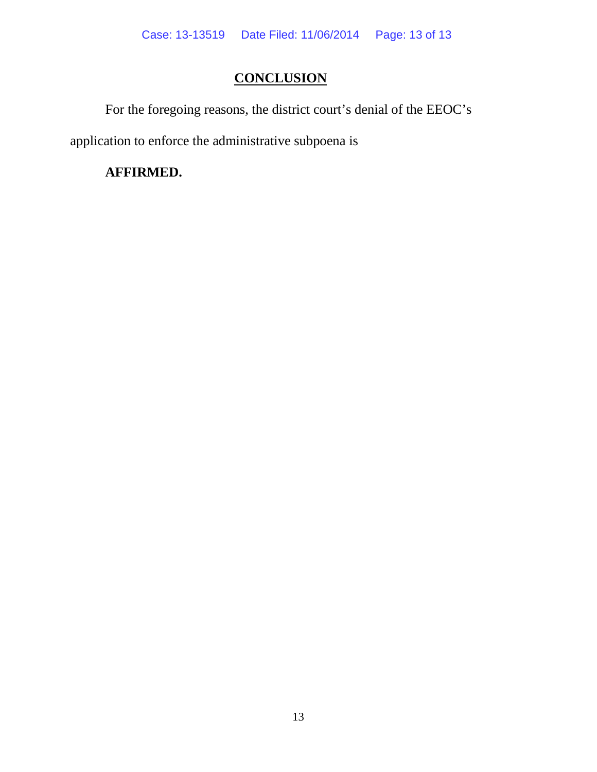## CONCLUSION

For the foregoing reasons, the district court's denial of the EEOC's application to enforce the administrative subpoena is

**AFFIRMED.**